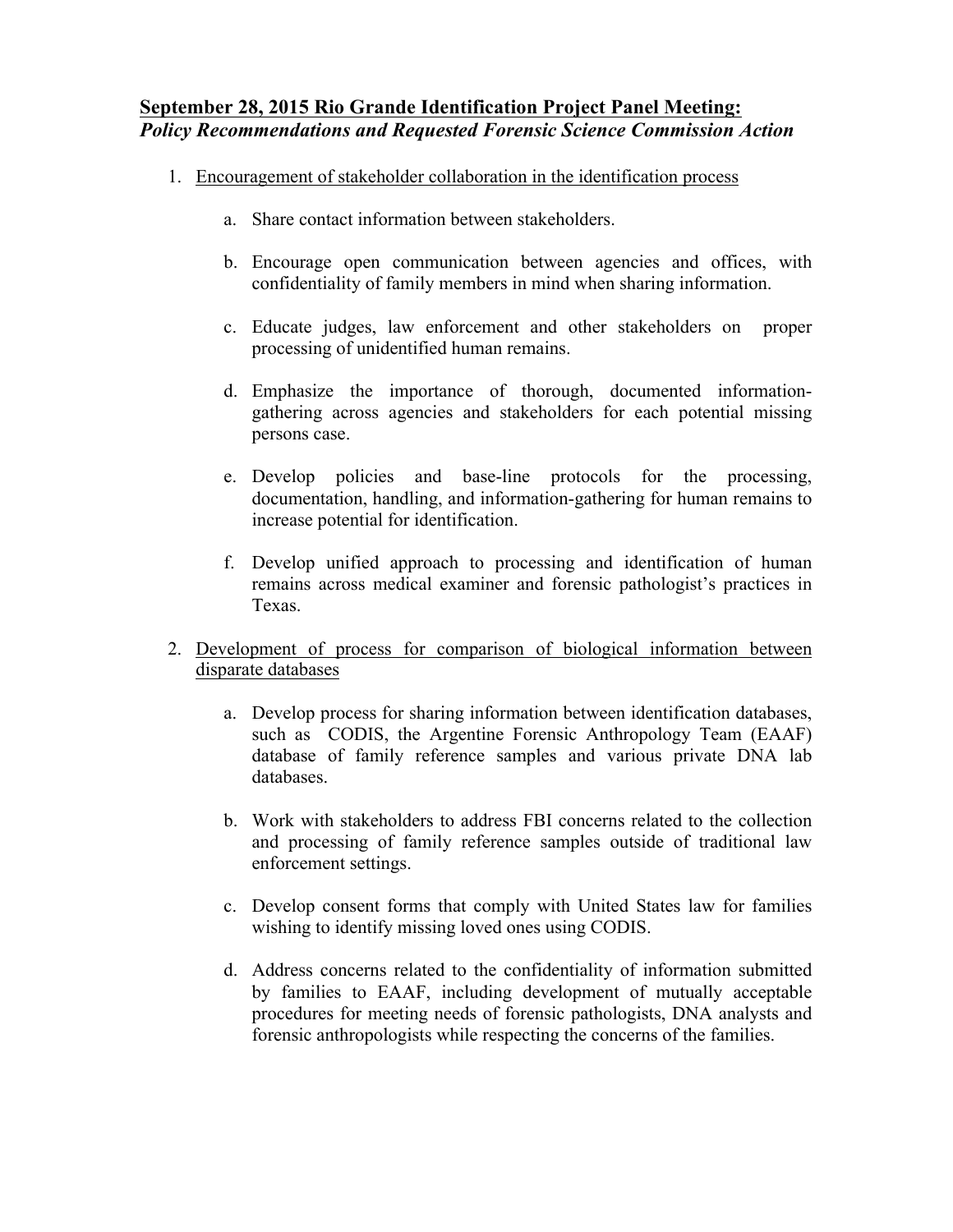**September 28, 2015 Rio Grande Identification Project Panel Meeting:**
***Policy Recommendations and Requested Forensic Science Commission Action***

1. Encouragement of stakeholder collaboration in the identification process

    a. Share contact information between stakeholders.

    b. Encourage open communication between agencies and offices, with confidentiality of family members in mind when sharing information.

    c. Educate judges, law enforcement and other stakeholders on proper processing of unidentified human remains.

    d. Emphasize the importance of thorough, documented information-gathering across agencies and stakeholders for each potential missing persons case.

    e. Develop policies and base-line protocols for the processing, documentation, handling, and information-gathering for human remains to increase potential for identification.

    f. Develop unified approach to processing and identification of human remains across medical examiner and forensic pathologist's practices in Texas.

2. Development of process for comparison of biological information between disparate databases

    a. Develop process for sharing information between identification databases, such as CODIS, the Argentine Forensic Anthropology Team (EAAF) database of family reference samples and various private DNA lab databases.

    b. Work with stakeholders to address FBI concerns related to the collection and processing of family reference samples outside of traditional law enforcement settings.

    c. Develop consent forms that comply with United States law for families wishing to identify missing loved ones using CODIS.

    d. Address concerns related to the confidentiality of information submitted by families to EAAF, including development of mutually acceptable procedures for meeting needs of forensic pathologists, DNA analysts and forensic anthropologists while respecting the concerns of the families.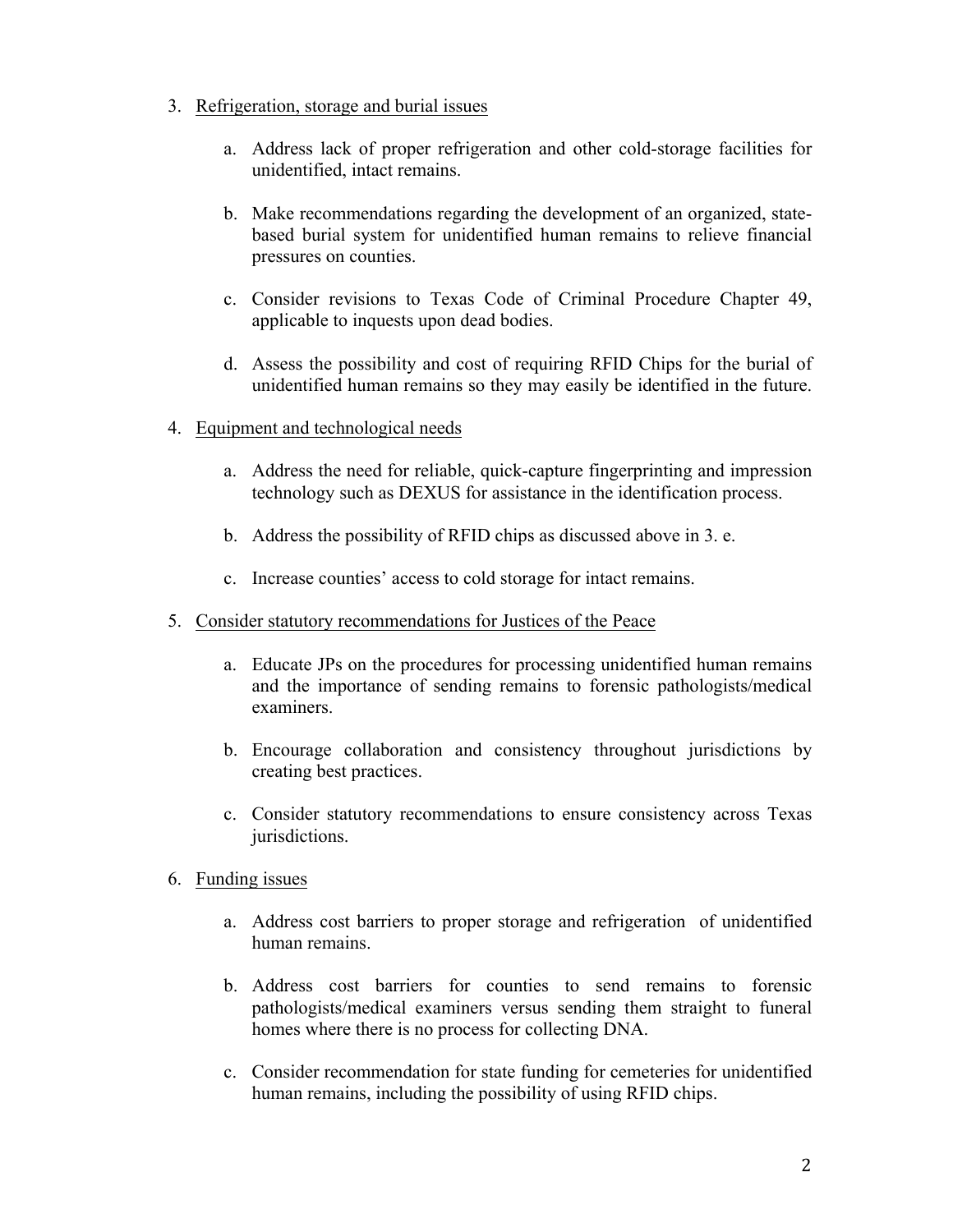3. Refrigeration, storage and burial issues

    a. Address lack of proper refrigeration and other cold-storage facilities for unidentified, intact remains.

    b. Make recommendations regarding the development of an organized, state-based burial system for unidentified human remains to relieve financial pressures on counties.

    c. Consider revisions to Texas Code of Criminal Procedure Chapter 49, applicable to inquests upon dead bodies.

    d. Assess the possibility and cost of requiring RFID Chips for the burial of unidentified human remains so they may easily be identified in the future.

4. Equipment and technological needs

    a. Address the need for reliable, quick-capture fingerprinting and impression technology such as DEXUS for assistance in the identification process.

    b. Address the possibility of RFID chips as discussed above in 3. e.

    c. Increase counties' access to cold storage for intact remains.

5. Consider statutory recommendations for Justices of the Peace

    a. Educate JPs on the procedures for processing unidentified human remains and the importance of sending remains to forensic pathologists/medical examiners.

    b. Encourage collaboration and consistency throughout jurisdictions by creating best practices.

    c. Consider statutory recommendations to ensure consistency across Texas jurisdictions.

6. Funding issues

    a. Address cost barriers to proper storage and refrigeration of unidentified human remains.

    b. Address cost barriers for counties to send remains to forensic pathologists/medical examiners versus sending them straight to funeral homes where there is no process for collecting DNA.

    c. Consider recommendation for state funding for cemeteries for unidentified human remains, including the possibility of using RFID chips.